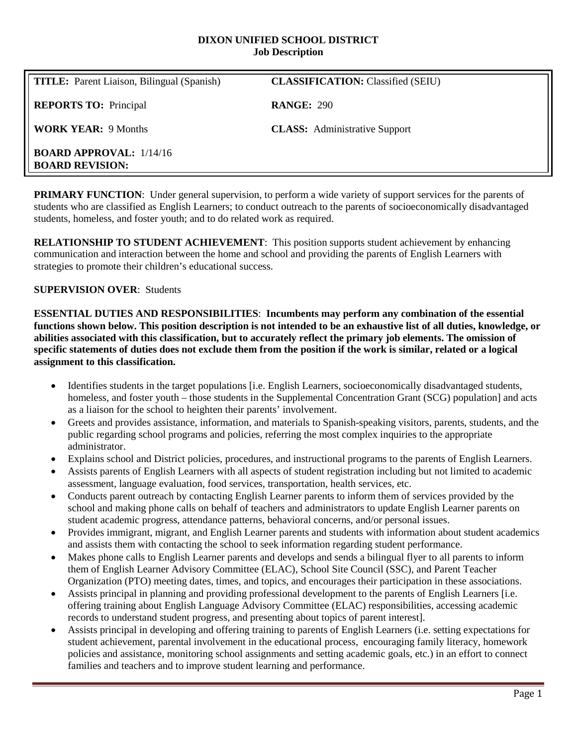**DIXON UNIFIED SCHOOL DISTRICT**
**Job Description**

| | |
|---|---|
| **TITLE:** Parent Liaison, Bilingual (Spanish) | **CLASSIFICATION:** Classified (SEIU) |
| **REPORTS TO:** Principal | **RANGE:** 290 |
| **WORK YEAR:** 9 Months | **CLASS:** Administrative Support |
| **BOARD APPROVAL:** 1/14/16<br>**BOARD REVISION:** | |

**PRIMARY FUNCTION**: Under general supervision, to perform a wide variety of support services for the parents of students who are classified as English Learners; to conduct outreach to the parents of socioeconomically disadvantaged students, homeless, and foster youth; and to do related work as required.

**RELATIONSHIP TO STUDENT ACHIEVEMENT**: This position supports student achievement by enhancing communication and interaction between the home and school and providing the parents of English Learners with strategies to promote their children's educational success.

**SUPERVISION OVER**: Students

**ESSENTIAL DUTIES AND RESPONSIBILITIES**: **Incumbents may perform any combination of the essential functions shown below. This position description is not intended to be an exhaustive list of all duties, knowledge, or abilities associated with this classification, but to accurately reflect the primary job elements. The omission of specific statements of duties does not exclude them from the position if the work is similar, related or a logical assignment to this classification.**

- Identifies students in the target populations [i.e. English Learners, socioeconomically disadvantaged students, homeless, and foster youth – those students in the Supplemental Concentration Grant (SCG) population] and acts as a liaison for the school to heighten their parents' involvement.
- Greets and provides assistance, information, and materials to Spanish-speaking visitors, parents, students, and the public regarding school programs and policies, referring the most complex inquiries to the appropriate administrator.
- Explains school and District policies, procedures, and instructional programs to the parents of English Learners.
- Assists parents of English Learners with all aspects of student registration including but not limited to academic assessment, language evaluation, food services, transportation, health services, etc.
- Conducts parent outreach by contacting English Learner parents to inform them of services provided by the school and making phone calls on behalf of teachers and administrators to update English Learner parents on student academic progress, attendance patterns, behavioral concerns, and/or personal issues.
- Provides immigrant, migrant, and English Learner parents and students with information about student academics and assists them with contacting the school to seek information regarding student performance.
- Makes phone calls to English Learner parents and develops and sends a bilingual flyer to all parents to inform them of English Learner Advisory Committee (ELAC), School Site Council (SSC), and Parent Teacher Organization (PTO) meeting dates, times, and topics, and encourages their participation in these associations.
- Assists principal in planning and providing professional development to the parents of English Learners [i.e. offering training about English Language Advisory Committee (ELAC) responsibilities, accessing academic records to understand student progress, and presenting about topics of parent interest].
- Assists principal in developing and offering training to parents of English Learners (i.e. setting expectations for student achievement, parental involvement in the educational process, encouraging family literacy, homework policies and assistance, monitoring school assignments and setting academic goals, etc.) in an effort to connect families and teachers and to improve student learning and performance.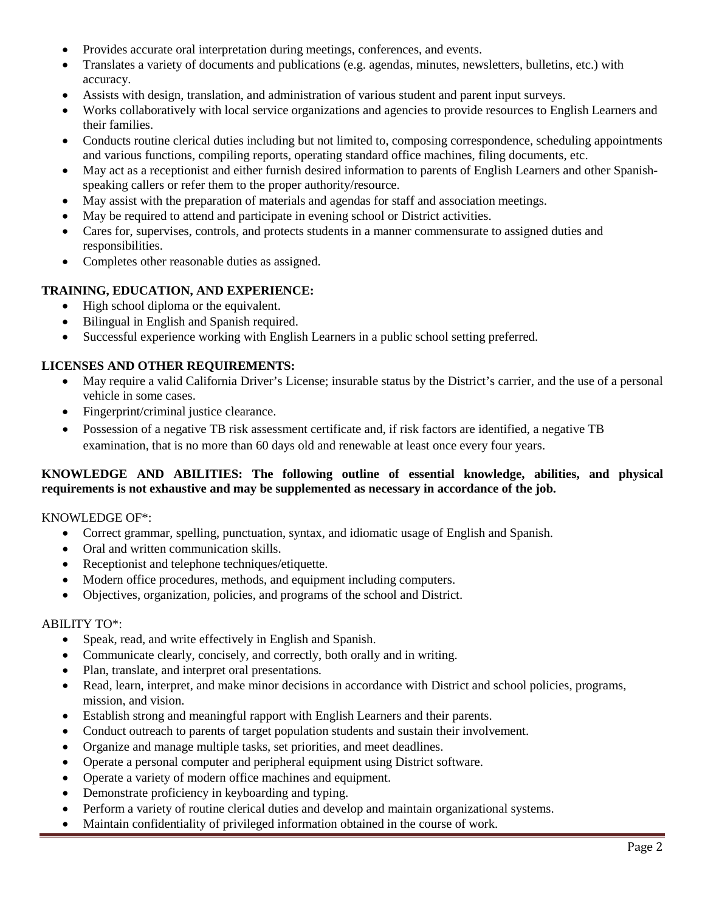- Provides accurate oral interpretation during meetings, conferences, and events.
- Translates a variety of documents and publications (e.g. agendas, minutes, newsletters, bulletins, etc.) with accuracy.
- Assists with design, translation, and administration of various student and parent input surveys.
- Works collaboratively with local service organizations and agencies to provide resources to English Learners and their families.
- Conducts routine clerical duties including but not limited to, composing correspondence, scheduling appointments and various functions, compiling reports, operating standard office machines, filing documents, etc.
- May act as a receptionist and either furnish desired information to parents of English Learners and other Spanish-speaking callers or refer them to the proper authority/resource.
- May assist with the preparation of materials and agendas for staff and association meetings.
- May be required to attend and participate in evening school or District activities.
- Cares for, supervises, controls, and protects students in a manner commensurate to assigned duties and responsibilities.
- Completes other reasonable duties as assigned.

**TRAINING, EDUCATION, AND EXPERIENCE:**

- High school diploma or the equivalent.
- Bilingual in English and Spanish required.
- Successful experience working with English Learners in a public school setting preferred.

**LICENSES AND OTHER REQUIREMENTS:**

- May require a valid California Driver's License; insurable status by the District's carrier, and the use of a personal vehicle in some cases.
- Fingerprint/criminal justice clearance.
- Possession of a negative TB risk assessment certificate and, if risk factors are identified, a negative TB examination, that is no more than 60 days old and renewable at least once every four years.

**KNOWLEDGE AND ABILITIES: The following outline of essential knowledge, abilities, and physical requirements is not exhaustive and may be supplemented as necessary in accordance of the job.**

KNOWLEDGE OF*:

- Correct grammar, spelling, punctuation, syntax, and idiomatic usage of English and Spanish.
- Oral and written communication skills.
- Receptionist and telephone techniques/etiquette.
- Modern office procedures, methods, and equipment including computers.
- Objectives, organization, policies, and programs of the school and District.

ABILITY TO*:

- Speak, read, and write effectively in English and Spanish.
- Communicate clearly, concisely, and correctly, both orally and in writing.
- Plan, translate, and interpret oral presentations.
- Read, learn, interpret, and make minor decisions in accordance with District and school policies, programs, mission, and vision.
- Establish strong and meaningful rapport with English Learners and their parents.
- Conduct outreach to parents of target population students and sustain their involvement.
- Organize and manage multiple tasks, set priorities, and meet deadlines.
- Operate a personal computer and peripheral equipment using District software.
- Operate a variety of modern office machines and equipment.
- Demonstrate proficiency in keyboarding and typing.
- Perform a variety of routine clerical duties and develop and maintain organizational systems.
- Maintain confidentiality of privileged information obtained in the course of work.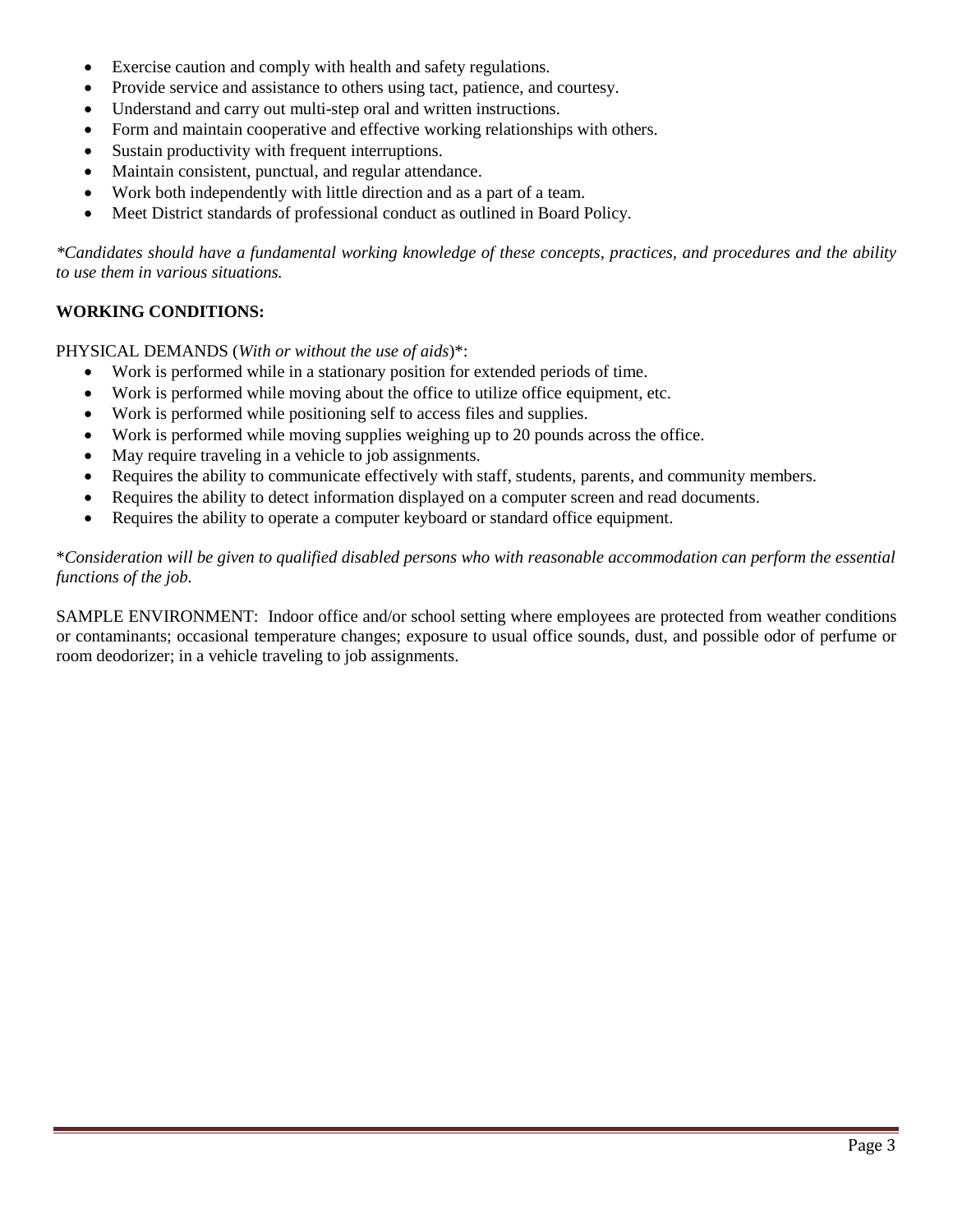- Exercise caution and comply with health and safety regulations.
- Provide service and assistance to others using tact, patience, and courtesy.
- Understand and carry out multi-step oral and written instructions.
- Form and maintain cooperative and effective working relationships with others.
- Sustain productivity with frequent interruptions.
- Maintain consistent, punctual, and regular attendance.
- Work both independently with little direction and as a part of a team.
- Meet District standards of professional conduct as outlined in Board Policy.

*\*Candidates should have a fundamental working knowledge of these concepts, practices, and procedures and the ability to use them in various situations.*

**WORKING CONDITIONS:**

PHYSICAL DEMANDS (*With or without the use of aids*)*:

- Work is performed while in a stationary position for extended periods of time.
- Work is performed while moving about the office to utilize office equipment, etc.
- Work is performed while positioning self to access files and supplies.
- Work is performed while moving supplies weighing up to 20 pounds across the office.
- May require traveling in a vehicle to job assignments.
- Requires the ability to communicate effectively with staff, students, parents, and community members.
- Requires the ability to detect information displayed on a computer screen and read documents.
- Requires the ability to operate a computer keyboard or standard office equipment.

\**Consideration will be given to qualified disabled persons who with reasonable accommodation can perform the essential functions of the job.*

SAMPLE ENVIRONMENT: Indoor office and/or school setting where employees are protected from weather conditions or contaminants; occasional temperature changes; exposure to usual office sounds, dust, and possible odor of perfume or room deodorizer; in a vehicle traveling to job assignments.